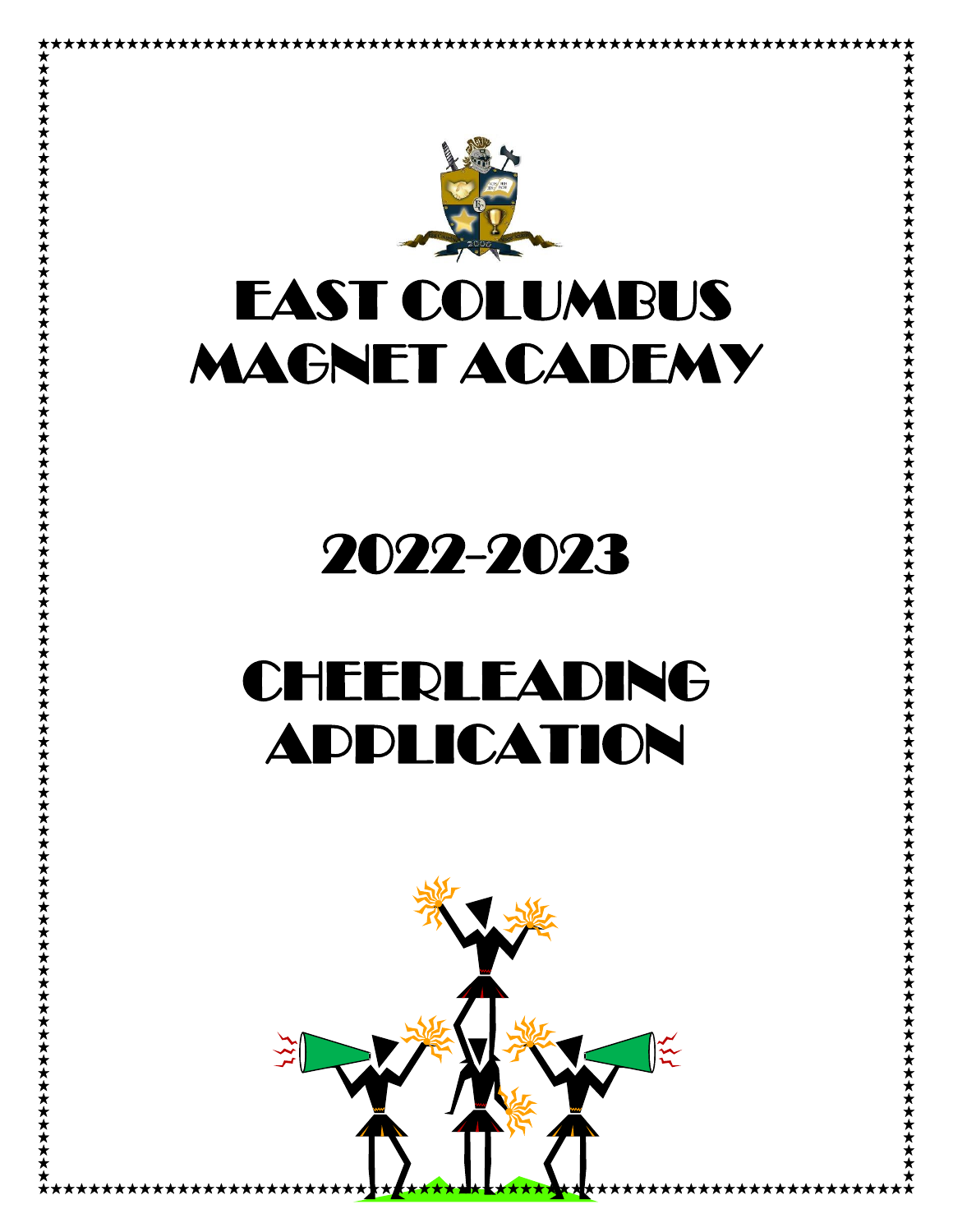# EAST COLUMBUS MAGNET ACADEMY

# 2022-2023

# CHEERLEADING APPLICATION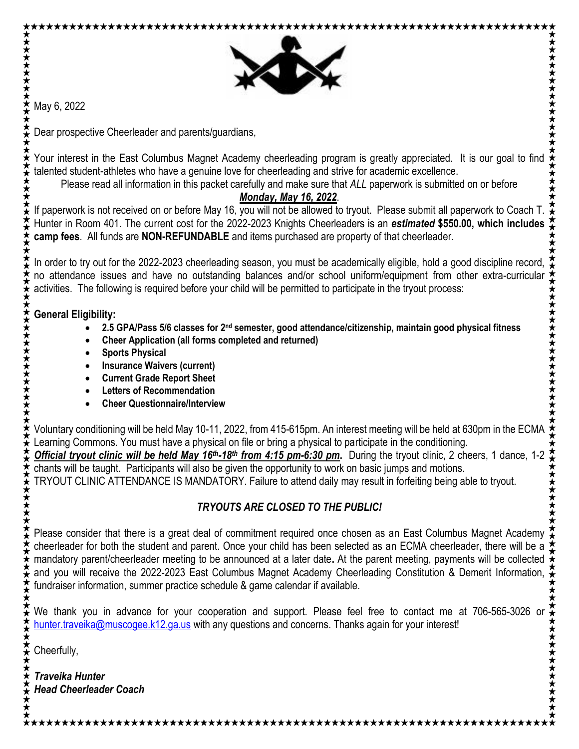May 6, 2022

Dear prospective Cheerleader and parents/guardians,

Your interest in the East Columbus Magnet Academy cheerleading program is greatly appreciated. It is our goal to find talented student-athletes who have a genuine love for cheerleading and strive for academic excellence.

Please read all information in this packet carefully and make sure that *ALL* paperwork is submitted on or before ***Monday, May 16, 2022***.

If paperwork is not received on or before May 16, you will not be allowed to tryout. Please submit all paperwork to Coach T. Hunter in Room 401. The current cost for the 2022-2023 Knights Cheerleaders is an ***estimated*** **$550.00, which includes camp fees**. All funds are **NON-REFUNDABLE** and items purchased are property of that cheerleader.

In order to try out for the 2022-2023 cheerleading season, you must be academically eligible, hold a good discipline record, no attendance issues and have no outstanding balances and/or school uniform/equipment from other extra-curricular activities. The following is required before your child will be permitted to participate in the tryout process:

**General Eligibility:**

- **2.5 GPA/Pass 5/6 classes for 2nd semester, good attendance/citizenship, maintain good physical fitness**
- **Cheer Application (all forms completed and returned)**
- **Sports Physical**
- **Insurance Waivers (current)**
- **Current Grade Report Sheet**
- **Letters of Recommendation**
- **Cheer Questionnaire/Interview**

Voluntary conditioning will be held May 10-11, 2022, from 415-615pm. An interest meeting will be held at 630pm in the ECMA Learning Commons. You must have a physical on file or bring a physical to participate in the conditioning.

***Official tryout clinic will be held May 16th-18th from 4:15 pm-6:30 pm.*** During the tryout clinic, 2 cheers, 1 dance, 1-2 chants will be taught. Participants will also be given the opportunity to work on basic jumps and motions.

TRYOUT CLINIC ATTENDANCE IS MANDATORY. Failure to attend daily may result in forfeiting being able to tryout.

***TRYOUTS ARE CLOSED TO THE PUBLIC!***

Please consider that there is a great deal of commitment required once chosen as an East Columbus Magnet Academy cheerleader for both the student and parent. Once your child has been selected as an ECMA cheerleader, there will be a mandatory parent/cheerleader meeting to be announced at a later date**.** At the parent meeting, payments will be collected and you will receive the 2022-2023 East Columbus Magnet Academy Cheerleading Constitution & Demerit Information, fundraiser information, summer practice schedule & game calendar if available.

We thank you in advance for your cooperation and support. Please feel free to contact me at 706-565-3026 or hunter.traveika@muscogee.k12.ga.us with any questions and concerns. Thanks again for your interest!

Cheerfully,

***Traveika Hunter***
***Head Cheerleader Coach***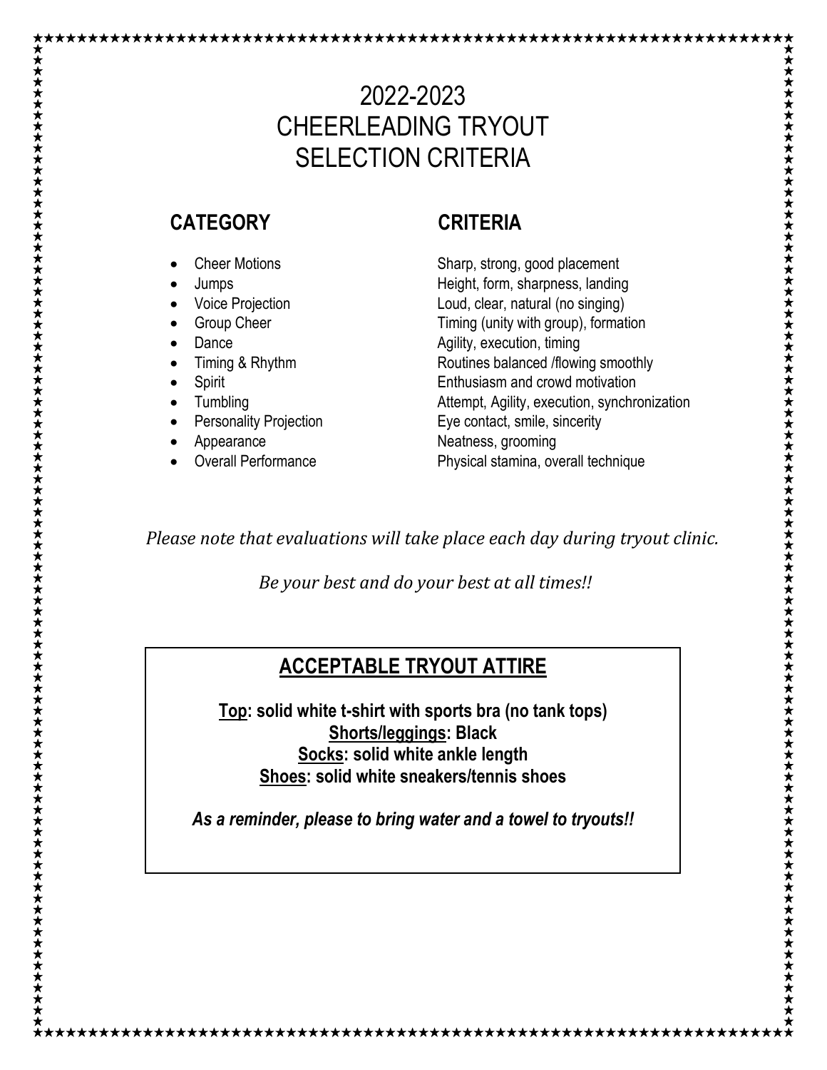# 2022-2023
# CHEERLEADING TRYOUT
# SELECTION CRITERIA

| CATEGORY | CRITERIA |
| --- | --- |
| • Cheer Motions | Sharp, strong, good placement |
| • Jumps | Height, form, sharpness, landing |
| • Voice Projection | Loud, clear, natural (no singing) |
| • Group Cheer | Timing (unity with group), formation |
| • Dance | Agility, execution, timing |
| • Timing & Rhythm | Routines balanced /flowing smoothly |
| • Spirit | Enthusiasm and crowd motivation |
| • Tumbling | Attempt, Agility, execution, synchronization |
| • Personality Projection | Eye contact, smile, sincerity |
| • Appearance | Neatness, grooming |
| • Overall Performance | Physical stamina, overall technique |

*Please note that evaluations will take place each day during tryout clinic.*

*Be your best and do your best at all times!!*

## ACCEPTABLE TRYOUT ATTIRE

**Top: solid white t-shirt with sports bra (no tank tops)**
**Shorts/leggings: Black**
**Socks: solid white ankle length**
**Shoes: solid white sneakers/tennis shoes**

***As a reminder, please to bring water and a towel to tryouts!!***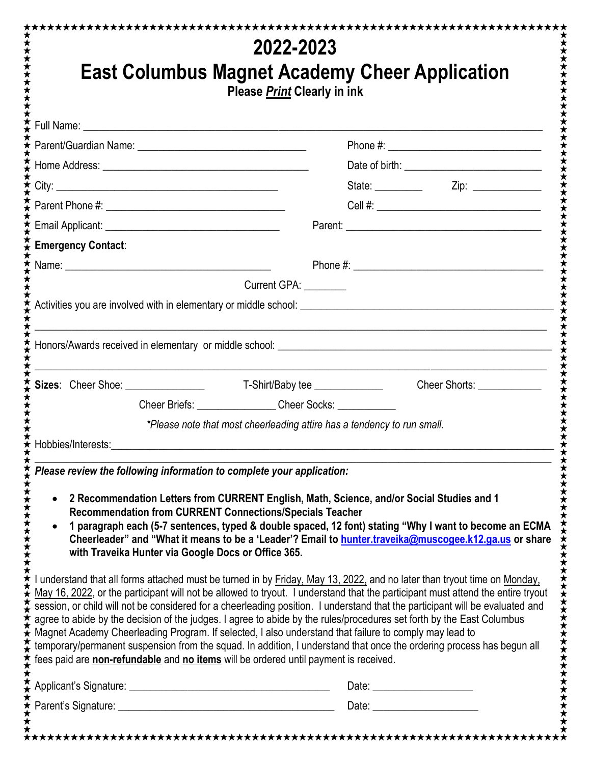# 2022-2023

# East Columbus Magnet Academy Cheer Application

**Please *Print* Clearly in ink**

Full Name: ______________________________________________________________________________

Parent/Guardian Name: ____________________________ Phone #: __________________________

Home Address: ___________________________________ Date of birth: ______________________

City: _____________________________________ State: _________ Zip: _____________

Parent Phone #: ______________________________ Cell #: ____________________________

Email Applicant: _____________________________ Parent: __________________________________

**Emergency Contact**:

Name: ___________________________________ Phone #: __________________________________

Current GPA: ________

Activities you are involved with in elementary or middle school: ___________________________________________

______________________________________________________________________________________

Honors/Awards received in elementary or middle school: _________________________________________________

______________________________________________________________________________________

**Sizes**: Cheer Shoe: _______________ T-Shirt/Baby tee _____________ Cheer Shorts: ____________

Cheer Briefs: _______________ Cheer Socks: ___________

*\*Please note that most cheerleading attire has a tendency to run small.*

Hobbies/Interests:______________________________________________________________________________

______________________________________________________________________________________

***Please review the following information to complete your application:***

- **2 Recommendation Letters from CURRENT English, Math, Science, and/or Social Studies and 1 Recommendation from CURRENT Connections/Specials Teacher**
- **1 paragraph each (5-7 sentences, typed & double spaced, 12 font) stating "Why I want to become an ECMA Cheerleader" and "What it means to be a 'Leader'? Email to hunter.traveika@muscogee.k12.ga.us or share with Traveika Hunter via Google Docs or Office 365.**

I understand that all forms attached must be turned in by Friday, May 13, 2022, and no later than tryout time on Monday, May 16, 2022, or the participant will not be allowed to tryout. I understand that the participant must attend the entire tryout session, or child will not be considered for a cheerleading position. I understand that the participant will be evaluated and agree to abide by the decision of the judges. I agree to abide by the rules/procedures set forth by the East Columbus Magnet Academy Cheerleading Program. If selected, I also understand that failure to comply may lead to temporary/permanent suspension from the squad. In addition, I understand that once the ordering process has begun all fees paid are **non-refundable** and **no items** will be ordered until payment is received.

Applicant's Signature: ____________________________________ Date: __________________

Parent's Signature: _______________________________________ Date: ___________________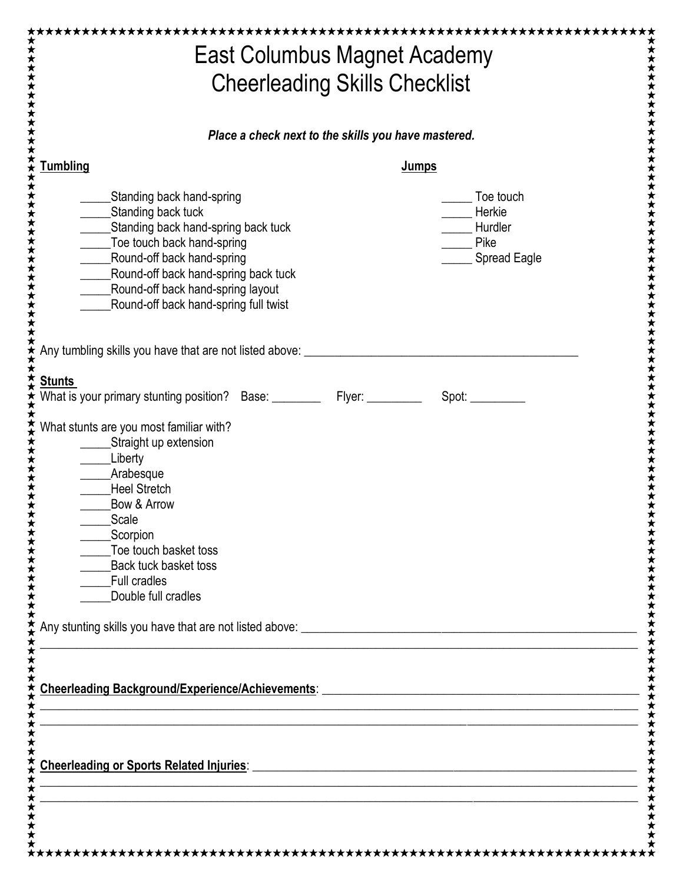# East Columbus Magnet Academy
# Cheerleading Skills Checklist

***Place a check next to the skills you have mastered.***

**Tumbling**

_____Standing back hand-spring
_____Standing back tuck
_____Standing back hand-spring back tuck
_____Toe touch back hand-spring
_____Round-off back hand-spring
_____Round-off back hand-spring back tuck
_____Round-off back hand-spring layout
_____Round-off back hand-spring full twist

**Jumps**

_____ Toe touch
_____ Herkie
_____ Hurdler
_____ Pike
_____ Spread Eagle

Any tumbling skills you have that are not listed above: _______________________________________________

**Stunts**

What is your primary stunting position? Base: ________ Flyer: _________ Spot: _________

What stunts are you most familiar with?

_____Straight up extension
_____Liberty
_____Arabesque
_____Heel Stretch
_____Bow & Arrow
_____Scale
_____Scorpion
_____Toe touch basket toss
_____Back tuck basket toss
_____Full cradles
_____Double full cradles

Any stunting skills you have that are not listed above: _______________________________________________
______________________________________________________________________________________________

**Cheerleading Background/Experience/Achievements**: ___________________________________________
______________________________________________________________________________________________
______________________________________________________________________________________________

**Cheerleading or Sports Related Injuries**: ___________________________________________________
______________________________________________________________________________________________
______________________________________________________________________________________________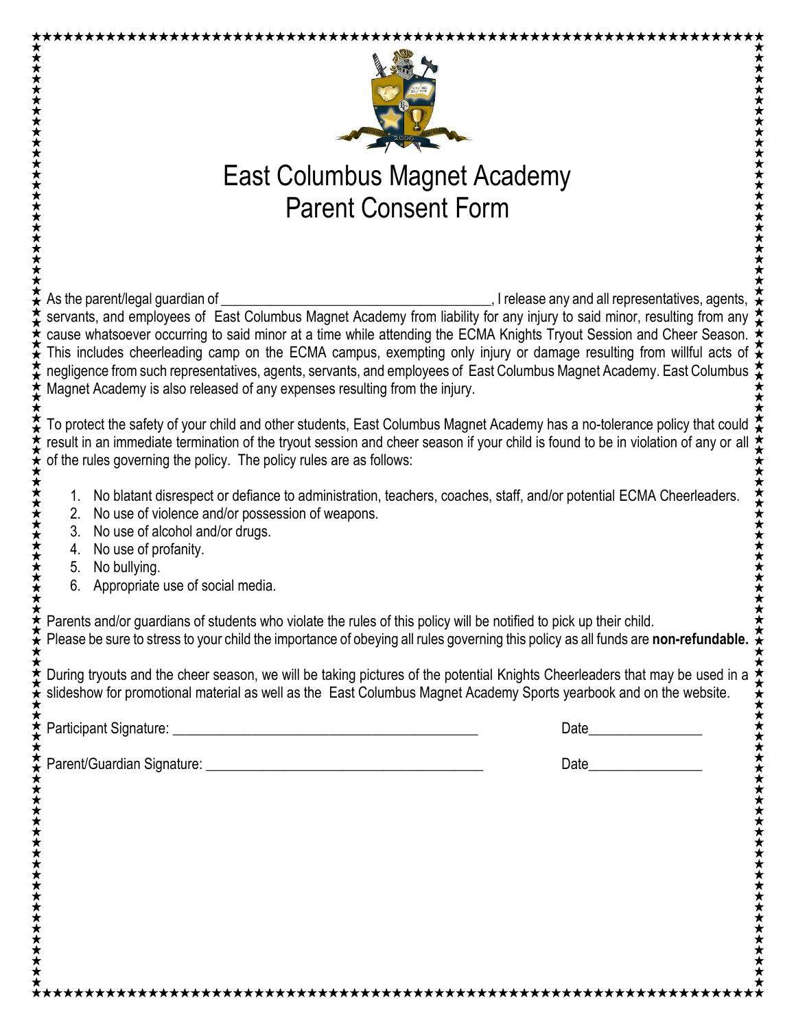# East Columbus Magnet Academy
# Parent Consent Form

As the parent/legal guardian of ______________________________________, I release any and all representatives, agents, servants, and employees of East Columbus Magnet Academy from liability for any injury to said minor, resulting from any cause whatsoever occurring to said minor at a time while attending the ECMA Knights Tryout Session and Cheer Season. This includes cheerleading camp on the ECMA campus, exempting only injury or damage resulting from willful acts of negligence from such representatives, agents, servants, and employees of East Columbus Magnet Academy. East Columbus Magnet Academy is also released of any expenses resulting from the injury.

To protect the safety of your child and other students, East Columbus Magnet Academy has a no-tolerance policy that could result in an immediate termination of the tryout session and cheer season if your child is found to be in violation of any or all of the rules governing the policy. The policy rules are as follows:

1. No blatant disrespect or defiance to administration, teachers, coaches, staff, and/or potential ECMA Cheerleaders.
2. No use of violence and/or possession of weapons.
3. No use of alcohol and/or drugs.
4. No use of profanity.
5. No bullying.
6. Appropriate use of social media.

Parents and/or guardians of students who violate the rules of this policy will be notified to pick up their child.
Please be sure to stress to your child the importance of obeying all rules governing this policy as all funds are **non-refundable.**

During tryouts and the cheer season, we will be taking pictures of the potential Knights Cheerleaders that may be used in a slideshow for promotional material as well as the East Columbus Magnet Academy Sports yearbook and on the website.

Participant Signature: __________________________________________ Date________________

Parent/Guardian Signature: ______________________________________ Date________________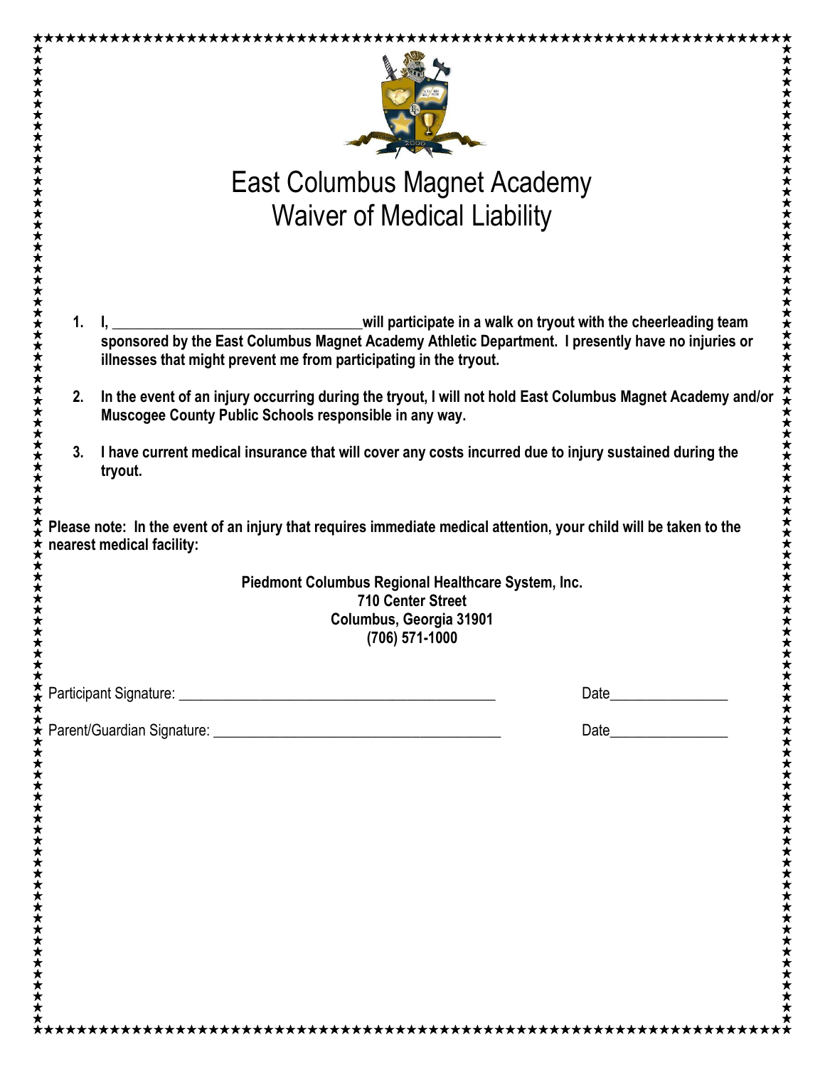# East Columbus Magnet Academy
# Waiver of Medical Liability

1. **I, \_\_\_\_\_\_\_\_\_\_\_\_\_\_\_\_\_\_\_\_\_\_\_\_\_\_\_\_\_\_\_\_\_\_will participate in a walk on tryout with the cheerleading team sponsored by the East Columbus Magnet Academy Athletic Department. I presently have no injuries or illnesses that might prevent me from participating in the tryout.**

2. **In the event of an injury occurring during the tryout, I will not hold East Columbus Magnet Academy and/or Muscogee County Public Schools responsible in any way.**

3. **I have current medical insurance that will cover any costs incurred due to injury sustained during the tryout.**

**Please note: In the event of an injury that requires immediate medical attention, your child will be taken to the nearest medical facility:**

**Piedmont Columbus Regional Healthcare System, Inc.**
**710 Center Street**
**Columbus, Georgia 31901**
**(706) 571-1000**

Participant Signature: \_\_\_\_\_\_\_\_\_\_\_\_\_\_\_\_\_\_\_\_\_\_\_\_\_\_\_\_\_\_\_\_\_\_\_\_\_\_\_\_\_\_\_\_ Date\_\_\_\_\_\_\_\_\_\_\_\_\_\_\_\_

Parent/Guardian Signature: \_\_\_\_\_\_\_\_\_\_\_\_\_\_\_\_\_\_\_\_\_\_\_\_\_\_\_\_\_\_\_\_\_\_\_\_\_\_\_\_ Date\_\_\_\_\_\_\_\_\_\_\_\_\_\_\_\_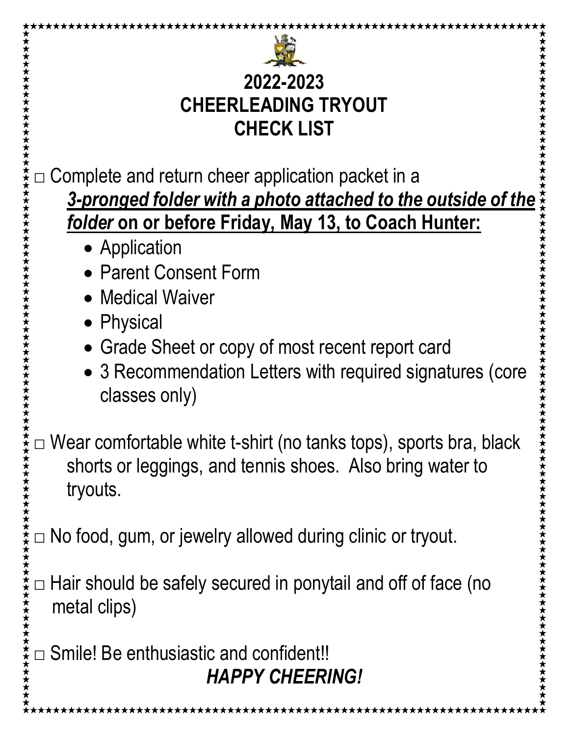# 2022-2023
# CHEERLEADING TRYOUT
# CHECK LIST

□ Complete and return cheer application packet in a ***3-pronged folder with a photo attached to the outside of the folder*** **on or before Friday, May 13, to Coach Hunter:**

- Application
- Parent Consent Form
- Medical Waiver
- Physical
- Grade Sheet or copy of most recent report card
- 3 Recommendation Letters with required signatures (core classes only)

□ Wear comfortable white t-shirt (no tanks tops), sports bra, black shorts or leggings, and tennis shoes. Also bring water to tryouts.

□ No food, gum, or jewelry allowed during clinic or tryout.

□ Hair should be safely secured in ponytail and off of face (no metal clips)

□ Smile! Be enthusiastic and confident!!

***HAPPY CHEERING!***